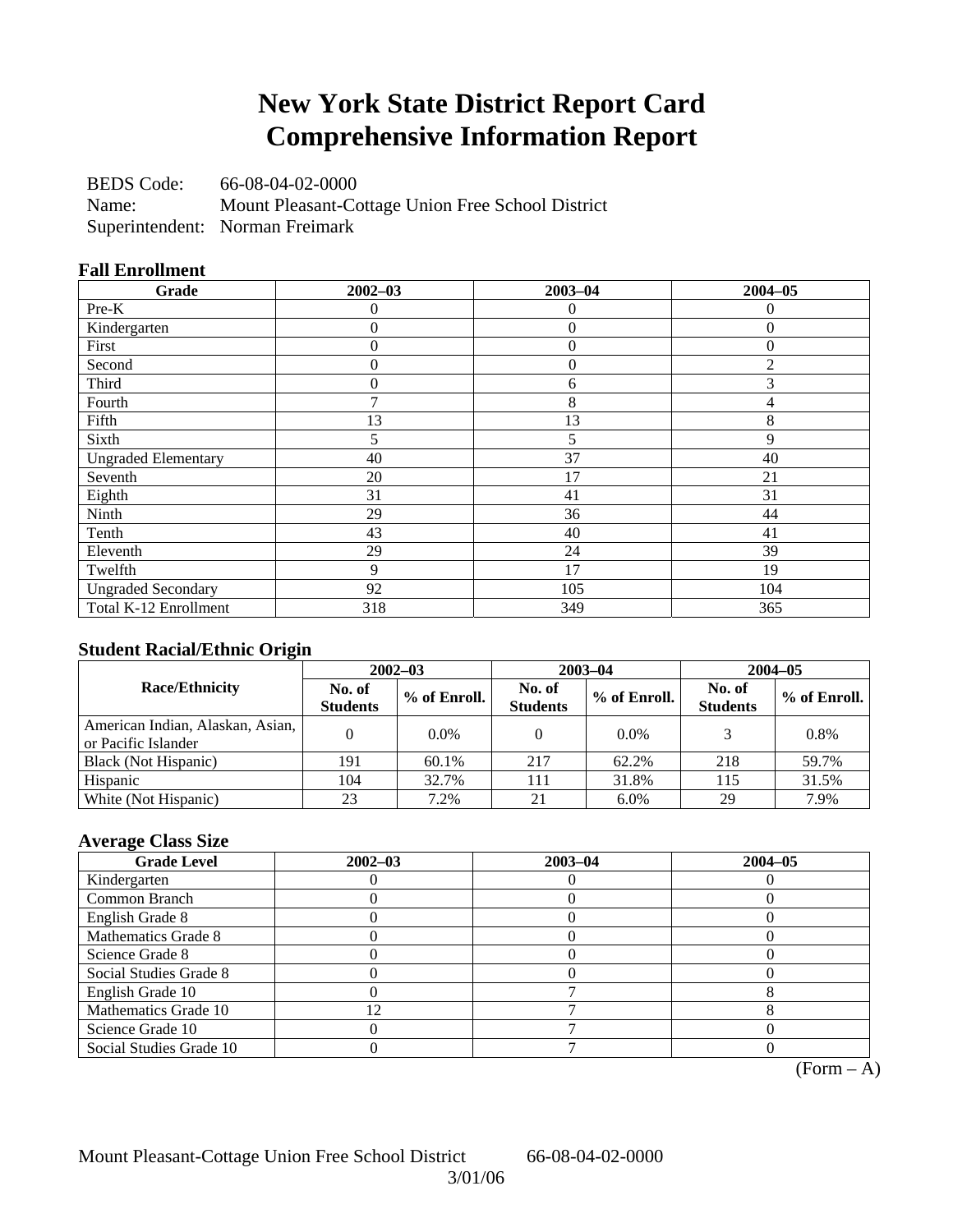# New York State District Report Card
# Comprehensive Information Report

BEDS Code: 66-08-04-02-0000
Name: Mount Pleasant-Cottage Union Free School District
Superintendent: Norman Freimark

### Fall Enrollment

| Grade | 2002–03 | 2003–04 | 2004–05 |
|---|---|---|---|
| Pre-K | 0 | 0 | 0 |
| Kindergarten | 0 | 0 | 0 |
| First | 0 | 0 | 0 |
| Second | 0 | 0 | 2 |
| Third | 0 | 6 | 3 |
| Fourth | 7 | 8 | 4 |
| Fifth | 13 | 13 | 8 |
| Sixth | 5 | 5 | 9 |
| Ungraded Elementary | 40 | 37 | 40 |
| Seventh | 20 | 17 | 21 |
| Eighth | 31 | 41 | 31 |
| Ninth | 29 | 36 | 44 |
| Tenth | 43 | 40 | 41 |
| Eleventh | 29 | 24 | 39 |
| Twelfth | 9 | 17 | 19 |
| Ungraded Secondary | 92 | 105 | 104 |
| Total K-12 Enrollment | 318 | 349 | 365 |

### Student Racial/Ethnic Origin

| Race/Ethnicity | 2002–03 | | 2003–04 | | 2004–05 | |
|---|---|---|---|---|---|---|
| | No. of Students | % of Enroll. | No. of Students | % of Enroll. | No. of Students | % of Enroll. |
| American Indian, Alaskan, Asian, or Pacific Islander | 0 | 0.0% | 0 | 0.0% | 3 | 0.8% |
| Black (Not Hispanic) | 191 | 60.1% | 217 | 62.2% | 218 | 59.7% |
| Hispanic | 104 | 32.7% | 111 | 31.8% | 115 | 31.5% |
| White (Not Hispanic) | 23 | 7.2% | 21 | 6.0% | 29 | 7.9% |

### Average Class Size

| Grade Level | 2002–03 | 2003–04 | 2004–05 |
|---|---|---|---|
| Kindergarten | 0 | 0 | 0 |
| Common Branch | 0 | 0 | 0 |
| English Grade 8 | 0 | 0 | 0 |
| Mathematics Grade 8 | 0 | 0 | 0 |
| Science Grade 8 | 0 | 0 | 0 |
| Social Studies Grade 8 | 0 | 0 | 0 |
| English Grade 10 | 0 | 7 | 8 |
| Mathematics Grade 10 | 12 | 7 | 8 |
| Science Grade 10 | 0 | 7 | 0 |
| Social Studies Grade 10 | 0 | 7 | 0 |

(Form – A)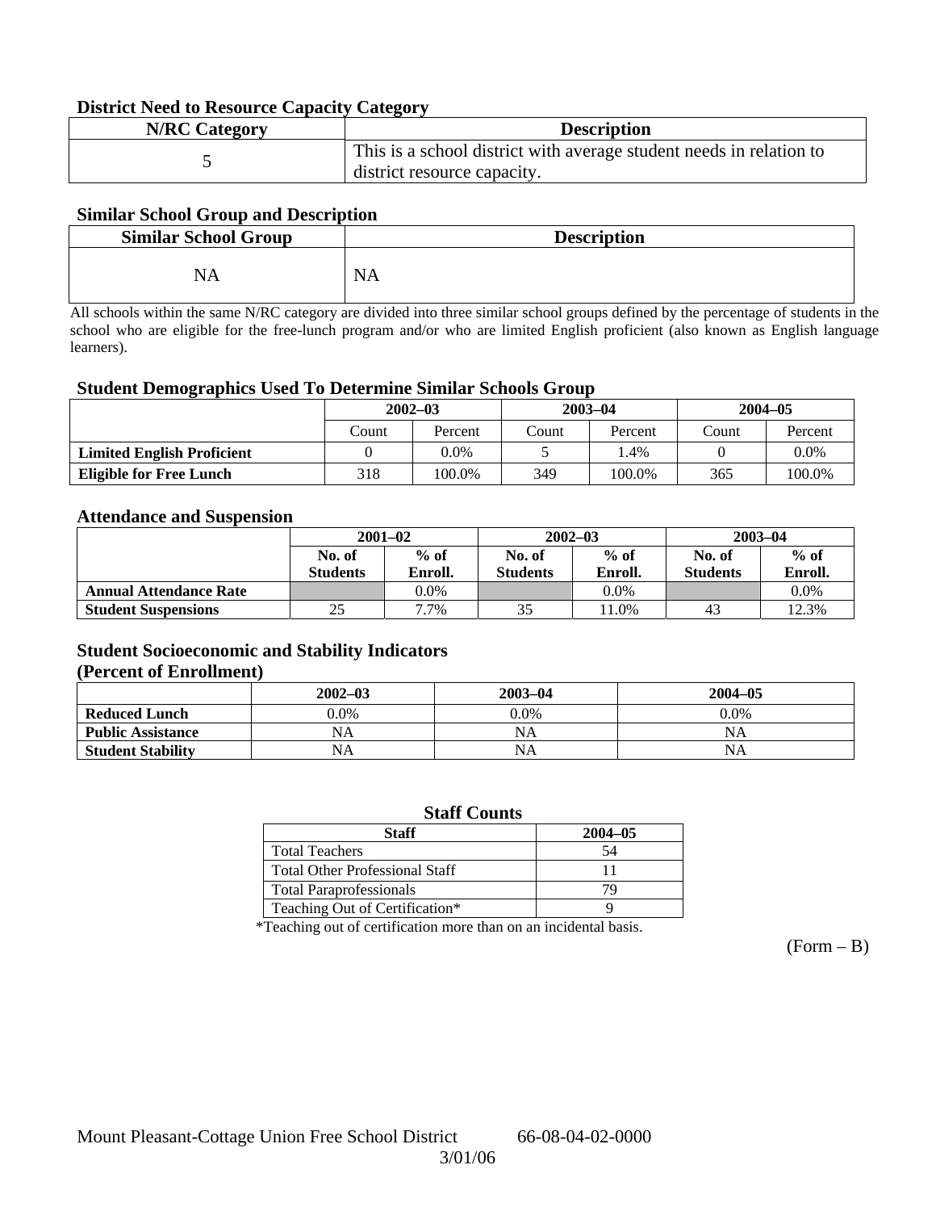### District Need to Resource Capacity Category

| N/RC Category | Description |
|---|---|
| 5 | This is a school district with average student needs in relation to district resource capacity. |

### Similar School Group and Description

| Similar School Group | Description |
|---|---|
| NA | NA |

All schools within the same N/RC category are divided into three similar school groups defined by the percentage of students in the school who are eligible for the free-lunch program and/or who are limited English proficient (also known as English language learners).

### Student Demographics Used To Determine Similar Schools Group

| | 2002–03 | | 2003–04 | | 2004–05 | |
|---|---|---|---|---|---|---|
| | Count | Percent | Count | Percent | Count | Percent |
| **Limited English Proficient** | 0 | 0.0% | 5 | 1.4% | 0 | 0.0% |
| **Eligible for Free Lunch** | 318 | 100.0% | 349 | 100.0% | 365 | 100.0% |

### Attendance and Suspension

| | 2001–02 | | 2002–03 | | 2003–04 | |
|---|---|---|---|---|---|---|
| | No. of Students | % of Enroll. | No. of Students | % of Enroll. | No. of Students | % of Enroll. |
| **Annual Attendance Rate** | | 0.0% | | 0.0% | | 0.0% |
| **Student Suspensions** | 25 | 7.7% | 35 | 11.0% | 43 | 12.3% |

### Student Socioeconomic and Stability Indicators (Percent of Enrollment)

| | 2002–03 | 2003–04 | 2004–05 |
|---|---|---|---|
| **Reduced Lunch** | 0.0% | 0.0% | 0.0% |
| **Public Assistance** | NA | NA | NA |
| **Student Stability** | NA | NA | NA |

### Staff Counts

| Staff | 2004–05 |
|---|---|
| Total Teachers | 54 |
| Total Other Professional Staff | 11 |
| Total Paraprofessionals | 79 |
| Teaching Out of Certification* | 9 |

*Teaching out of certification more than on an incidental basis.

(Form – B)

Mount Pleasant-Cottage Union Free School District 66-08-04-02-0000

3/01/06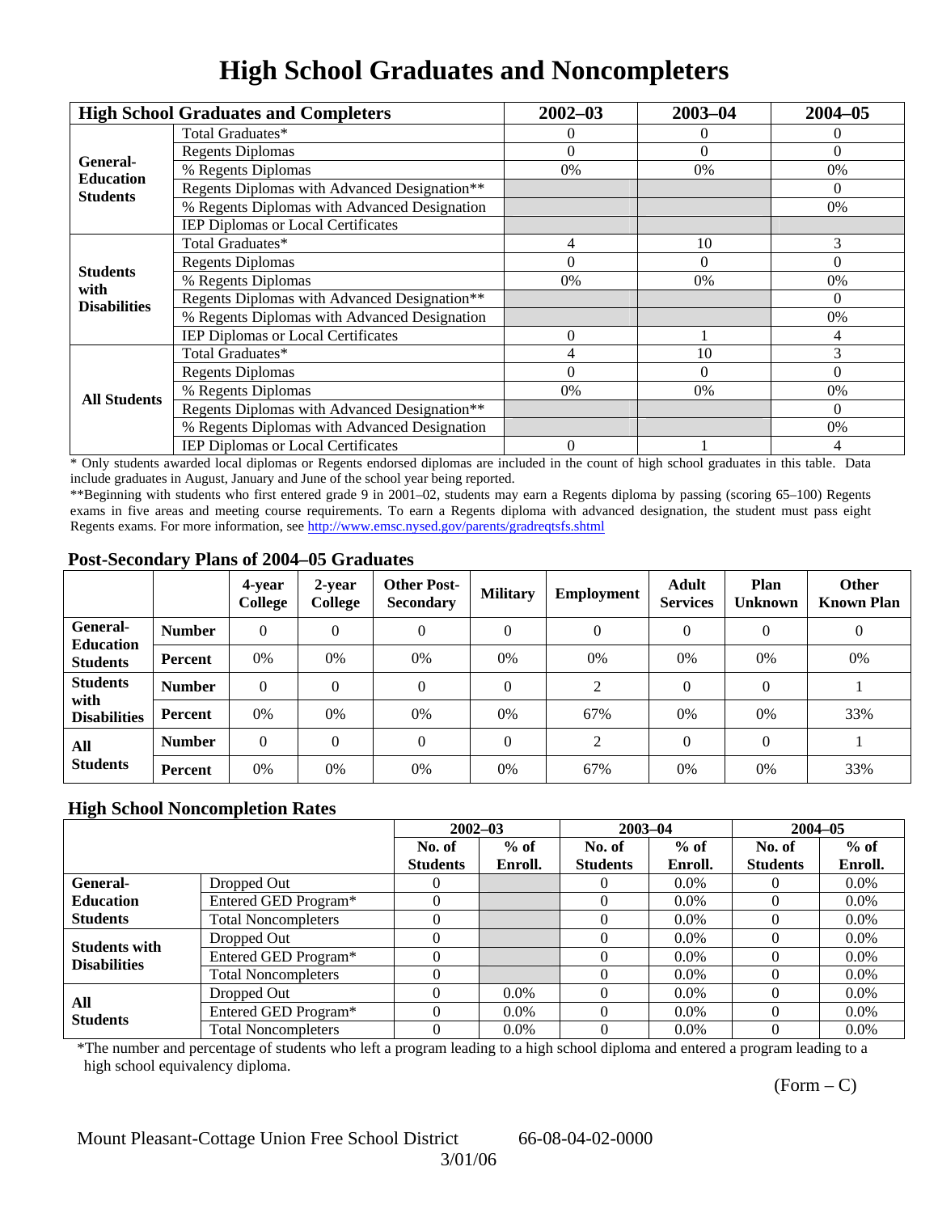# High School Graduates and Noncompleters

| High School Graduates and Completers | | 2002–03 | 2003–04 | 2004–05 |
|---|---|---|---|---|
| General-Education Students | Total Graduates* | 0 | 0 | 0 |
| | Regents Diplomas | 0 | 0 | 0 |
| | % Regents Diplomas | 0% | 0% | 0% |
| | Regents Diplomas with Advanced Designation** | | | 0 |
| | % Regents Diplomas with Advanced Designation | | | 0% |
| | IEP Diplomas or Local Certificates | | | |
| Students with Disabilities | Total Graduates* | 4 | 10 | 3 |
| | Regents Diplomas | 0 | 0 | 0 |
| | % Regents Diplomas | 0% | 0% | 0% |
| | Regents Diplomas with Advanced Designation** | | | 0 |
| | % Regents Diplomas with Advanced Designation | | | 0% |
| | IEP Diplomas or Local Certificates | 0 | 1 | 4 |
| All Students | Total Graduates* | 4 | 10 | 3 |
| | Regents Diplomas | 0 | 0 | 0 |
| | % Regents Diplomas | 0% | 0% | 0% |
| | Regents Diplomas with Advanced Designation** | | | 0 |
| | % Regents Diplomas with Advanced Designation | | | 0% |
| | IEP Diplomas or Local Certificates | 0 | 1 | 4 |

\* Only students awarded local diplomas or Regents endorsed diplomas are included in the count of high school graduates in this table. Data include graduates in August, January and June of the school year being reported.

**Beginning with students who first entered grade 9 in 2001–02, students may earn a Regents diploma by passing (scoring 65–100) Regents exams in five areas and meeting course requirements. To earn a Regents diploma with advanced designation, the student must pass eight Regents exams. For more information, see http://www.emsc.nysed.gov/parents/gradreqtsfs.shtml

### Post-Secondary Plans of 2004–05 Graduates

| | | 4-year College | 2-year College | Other Post-Secondary | Military | Employment | Adult Services | Plan Unknown | Other Known Plan |
|---|---|---|---|---|---|---|---|---|---|
| General-Education Students | Number | 0 | 0 | 0 | 0 | 0 | 0 | 0 | 0 |
| | Percent | 0% | 0% | 0% | 0% | 0% | 0% | 0% | 0% |
| Students with Disabilities | Number | 0 | 0 | 0 | 0 | 2 | 0 | 0 | 1 |
| | Percent | 0% | 0% | 0% | 0% | 67% | 0% | 0% | 33% |
| All Students | Number | 0 | 0 | 0 | 0 | 2 | 0 | 0 | 1 |
| | Percent | 0% | 0% | 0% | 0% | 67% | 0% | 0% | 33% |

### High School Noncompletion Rates

| | | 2002–03 | | 2003–04 | | 2004–05 | |
|---|---|---|---|---|---|---|---|
| | | No. of Students | % of Enroll. | No. of Students | % of Enroll. | No. of Students | % of Enroll. |
| General-Education Students | Dropped Out | 0 | | 0 | 0.0% | 0 | 0.0% |
| | Entered GED Program* | 0 | | 0 | 0.0% | 0 | 0.0% |
| | Total Noncompleters | 0 | | 0 | 0.0% | 0 | 0.0% |
| Students with Disabilities | Dropped Out | 0 | | 0 | 0.0% | 0 | 0.0% |
| | Entered GED Program* | 0 | | 0 | 0.0% | 0 | 0.0% |
| | Total Noncompleters | 0 | | 0 | 0.0% | 0 | 0.0% |
| All Students | Dropped Out | 0 | 0.0% | 0 | 0.0% | 0 | 0.0% |
| | Entered GED Program* | 0 | 0.0% | 0 | 0.0% | 0 | 0.0% |
| | Total Noncompleters | 0 | 0.0% | 0 | 0.0% | 0 | 0.0% |

*The number and percentage of students who left a program leading to a high school diploma and entered a program leading to a high school equivalency diploma.

(Form – C)

Mount Pleasant-Cottage Union Free School District 66-08-04-02-0000

3/01/06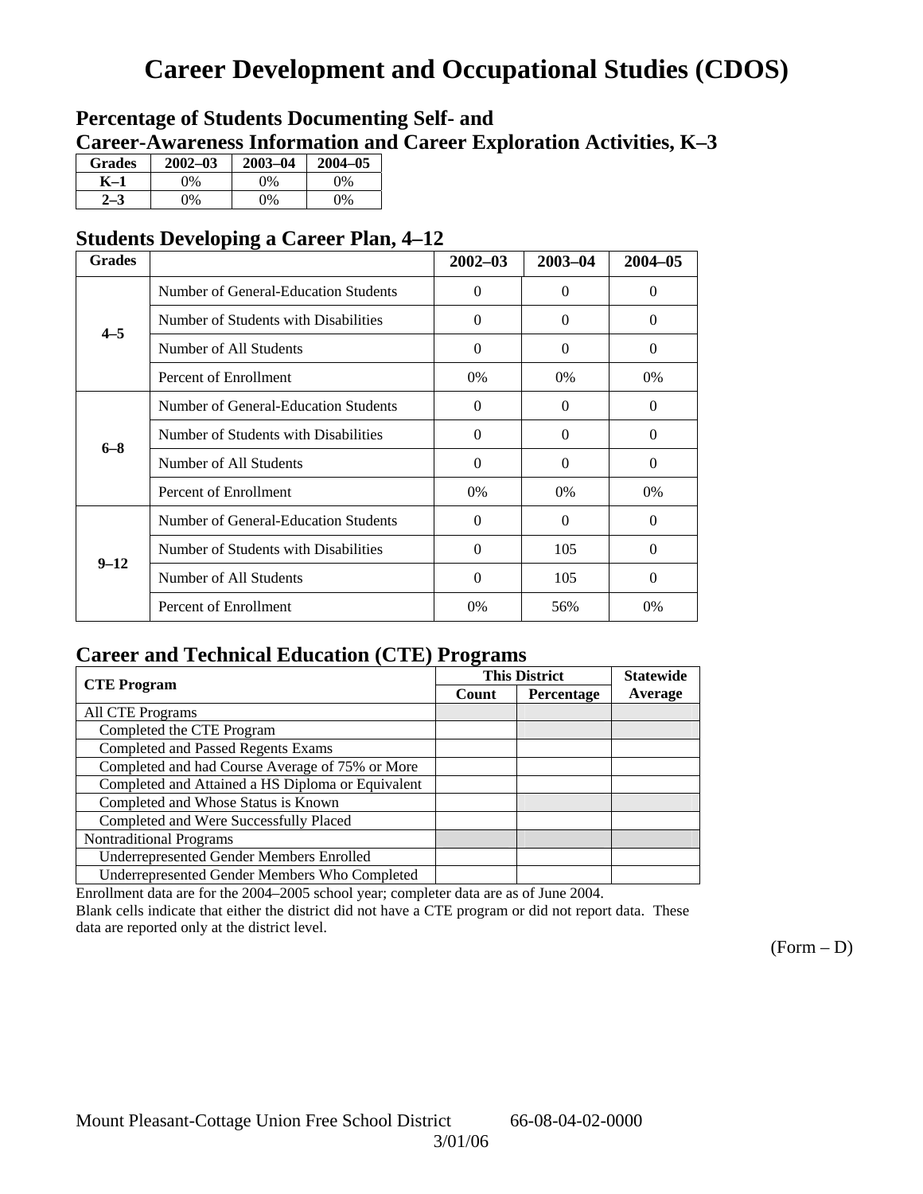# Career Development and Occupational Studies (CDOS)

## Percentage of Students Documenting Self- and Career-Awareness Information and Career Exploration Activities, K–3

| Grades | 2002–03 | 2003–04 | 2004–05 |
|---|---|---|---|
| K–1 | 0% | 0% | 0% |
| 2–3 | 0% | 0% | 0% |

## Students Developing a Career Plan, 4–12

| Grades | | 2002–03 | 2003–04 | 2004–05 |
|---|---|---|---|---|
| 4–5 | Number of General-Education Students | 0 | 0 | 0 |
| | Number of Students with Disabilities | 0 | 0 | 0 |
| | Number of All Students | 0 | 0 | 0 |
| | Percent of Enrollment | 0% | 0% | 0% |
| 6–8 | Number of General-Education Students | 0 | 0 | 0 |
| | Number of Students with Disabilities | 0 | 0 | 0 |
| | Number of All Students | 0 | 0 | 0 |
| | Percent of Enrollment | 0% | 0% | 0% |
| 9–12 | Number of General-Education Students | 0 | 0 | 0 |
| | Number of Students with Disabilities | 0 | 105 | 0 |
| | Number of All Students | 0 | 105 | 0 |
| | Percent of Enrollment | 0% | 56% | 0% |

## Career and Technical Education (CTE) Programs

| CTE Program | This District | | Statewide Average |
|---|---|---|---|
| | Count | Percentage | |
| All CTE Programs | | | |
| Completed the CTE Program | | | |
| Completed and Passed Regents Exams | | | |
| Completed and had Course Average of 75% or More | | | |
| Completed and Attained a HS Diploma or Equivalent | | | |
| Completed and Whose Status is Known | | | |
| Completed and Were Successfully Placed | | | |
| Nontraditional Programs | | | |
| Underrepresented Gender Members Enrolled | | | |
| Underrepresented Gender Members Who Completed | | | |

Enrollment data are for the 2004–2005 school year; completer data are as of June 2004.
Blank cells indicate that either the district did not have a CTE program or did not report data. These data are reported only at the district level.

(Form – D)

Mount Pleasant-Cottage Union Free School District 66-08-04-02-0000
3/01/06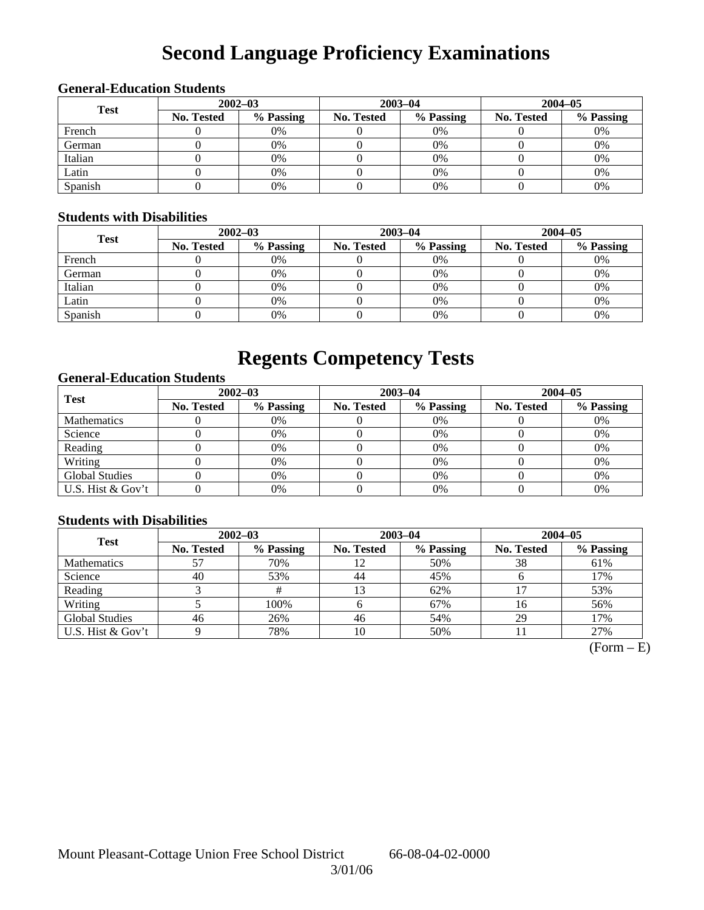# Second Language Proficiency Examinations

### General-Education Students

| Test | 2002–03 | | 2003–04 | | 2004–05 | |
|---|---|---|---|---|---|---|
| | No. Tested | % Passing | No. Tested | % Passing | No. Tested | % Passing |
| French | 0 | 0% | 0 | 0% | 0 | 0% |
| German | 0 | 0% | 0 | 0% | 0 | 0% |
| Italian | 0 | 0% | 0 | 0% | 0 | 0% |
| Latin | 0 | 0% | 0 | 0% | 0 | 0% |
| Spanish | 0 | 0% | 0 | 0% | 0 | 0% |

### Students with Disabilities

| Test | 2002–03 | | 2003–04 | | 2004–05 | |
|---|---|---|---|---|---|---|
| | No. Tested | % Passing | No. Tested | % Passing | No. Tested | % Passing |
| French | 0 | 0% | 0 | 0% | 0 | 0% |
| German | 0 | 0% | 0 | 0% | 0 | 0% |
| Italian | 0 | 0% | 0 | 0% | 0 | 0% |
| Latin | 0 | 0% | 0 | 0% | 0 | 0% |
| Spanish | 0 | 0% | 0 | 0% | 0 | 0% |

# Regents Competency Tests

### General-Education Students

| Test | 2002–03 | | 2003–04 | | 2004–05 | |
|---|---|---|---|---|---|---|
| | No. Tested | % Passing | No. Tested | % Passing | No. Tested | % Passing |
| Mathematics | 0 | 0% | 0 | 0% | 0 | 0% |
| Science | 0 | 0% | 0 | 0% | 0 | 0% |
| Reading | 0 | 0% | 0 | 0% | 0 | 0% |
| Writing | 0 | 0% | 0 | 0% | 0 | 0% |
| Global Studies | 0 | 0% | 0 | 0% | 0 | 0% |
| U.S. Hist & Gov't | 0 | 0% | 0 | 0% | 0 | 0% |

### Students with Disabilities

| Test | 2002–03 | | 2003–04 | | 2004–05 | |
|---|---|---|---|---|---|---|
| | No. Tested | % Passing | No. Tested | % Passing | No. Tested | % Passing |
| Mathematics | 57 | 70% | 12 | 50% | 38 | 61% |
| Science | 40 | 53% | 44 | 45% | 6 | 17% |
| Reading | 3 | # | 13 | 62% | 17 | 53% |
| Writing | 5 | 100% | 6 | 67% | 16 | 56% |
| Global Studies | 46 | 26% | 46 | 54% | 29 | 17% |
| U.S. Hist & Gov't | 9 | 78% | 10 | 50% | 11 | 27% |

(Form – E)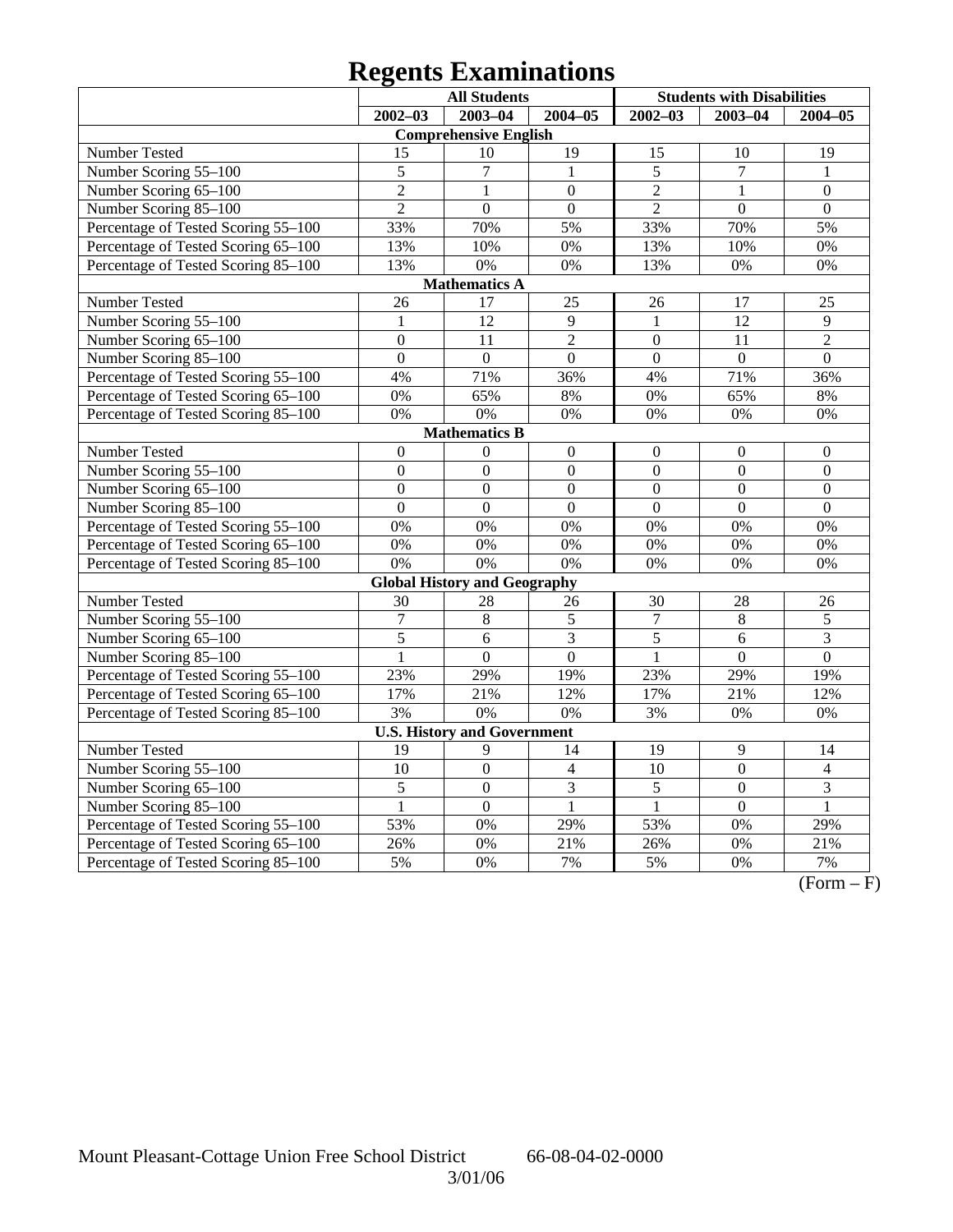# Regents Examinations

| | All Students | | | Students with Disabilities | | |
|---|---|---|---|---|---|---|
| | 2002–03 | 2003–04 | 2004–05 | 2002–03 | 2003–04 | 2004–05 |
| **Comprehensive English** | | | | | | |
| Number Tested | 15 | 10 | 19 | 15 | 10 | 19 |
| Number Scoring 55–100 | 5 | 7 | 1 | 5 | 7 | 1 |
| Number Scoring 65–100 | 2 | 1 | 0 | 2 | 1 | 0 |
| Number Scoring 85–100 | 2 | 0 | 0 | 2 | 0 | 0 |
| Percentage of Tested Scoring 55–100 | 33% | 70% | 5% | 33% | 70% | 5% |
| Percentage of Tested Scoring 65–100 | 13% | 10% | 0% | 13% | 10% | 0% |
| Percentage of Tested Scoring 85–100 | 13% | 0% | 0% | 13% | 0% | 0% |
| **Mathematics A** | | | | | | |
| Number Tested | 26 | 17 | 25 | 26 | 17 | 25 |
| Number Scoring 55–100 | 1 | 12 | 9 | 1 | 12 | 9 |
| Number Scoring 65–100 | 0 | 11 | 2 | 0 | 11 | 2 |
| Number Scoring 85–100 | 0 | 0 | 0 | 0 | 0 | 0 |
| Percentage of Tested Scoring 55–100 | 4% | 71% | 36% | 4% | 71% | 36% |
| Percentage of Tested Scoring 65–100 | 0% | 65% | 8% | 0% | 65% | 8% |
| Percentage of Tested Scoring 85–100 | 0% | 0% | 0% | 0% | 0% | 0% |
| **Mathematics B** | | | | | | |
| Number Tested | 0 | 0 | 0 | 0 | 0 | 0 |
| Number Scoring 55–100 | 0 | 0 | 0 | 0 | 0 | 0 |
| Number Scoring 65–100 | 0 | 0 | 0 | 0 | 0 | 0 |
| Number Scoring 85–100 | 0 | 0 | 0 | 0 | 0 | 0 |
| Percentage of Tested Scoring 55–100 | 0% | 0% | 0% | 0% | 0% | 0% |
| Percentage of Tested Scoring 65–100 | 0% | 0% | 0% | 0% | 0% | 0% |
| Percentage of Tested Scoring 85–100 | 0% | 0% | 0% | 0% | 0% | 0% |
| **Global History and Geography** | | | | | | |
| Number Tested | 30 | 28 | 26 | 30 | 28 | 26 |
| Number Scoring 55–100 | 7 | 8 | 5 | 7 | 8 | 5 |
| Number Scoring 65–100 | 5 | 6 | 3 | 5 | 6 | 3 |
| Number Scoring 85–100 | 1 | 0 | 0 | 1 | 0 | 0 |
| Percentage of Tested Scoring 55–100 | 23% | 29% | 19% | 23% | 29% | 19% |
| Percentage of Tested Scoring 65–100 | 17% | 21% | 12% | 17% | 21% | 12% |
| Percentage of Tested Scoring 85–100 | 3% | 0% | 0% | 3% | 0% | 0% |
| **U.S. History and Government** | | | | | | |
| Number Tested | 19 | 9 | 14 | 19 | 9 | 14 |
| Number Scoring 55–100 | 10 | 0 | 4 | 10 | 0 | 4 |
| Number Scoring 65–100 | 5 | 0 | 3 | 5 | 0 | 3 |
| Number Scoring 85–100 | 1 | 0 | 1 | 1 | 0 | 1 |
| Percentage of Tested Scoring 55–100 | 53% | 0% | 29% | 53% | 0% | 29% |
| Percentage of Tested Scoring 65–100 | 26% | 0% | 21% | 26% | 0% | 21% |
| Percentage of Tested Scoring 85–100 | 5% | 0% | 7% | 5% | 0% | 7% |

(Form – F)

Mount Pleasant-Cottage Union Free School District 66-08-04-02-0000

3/01/06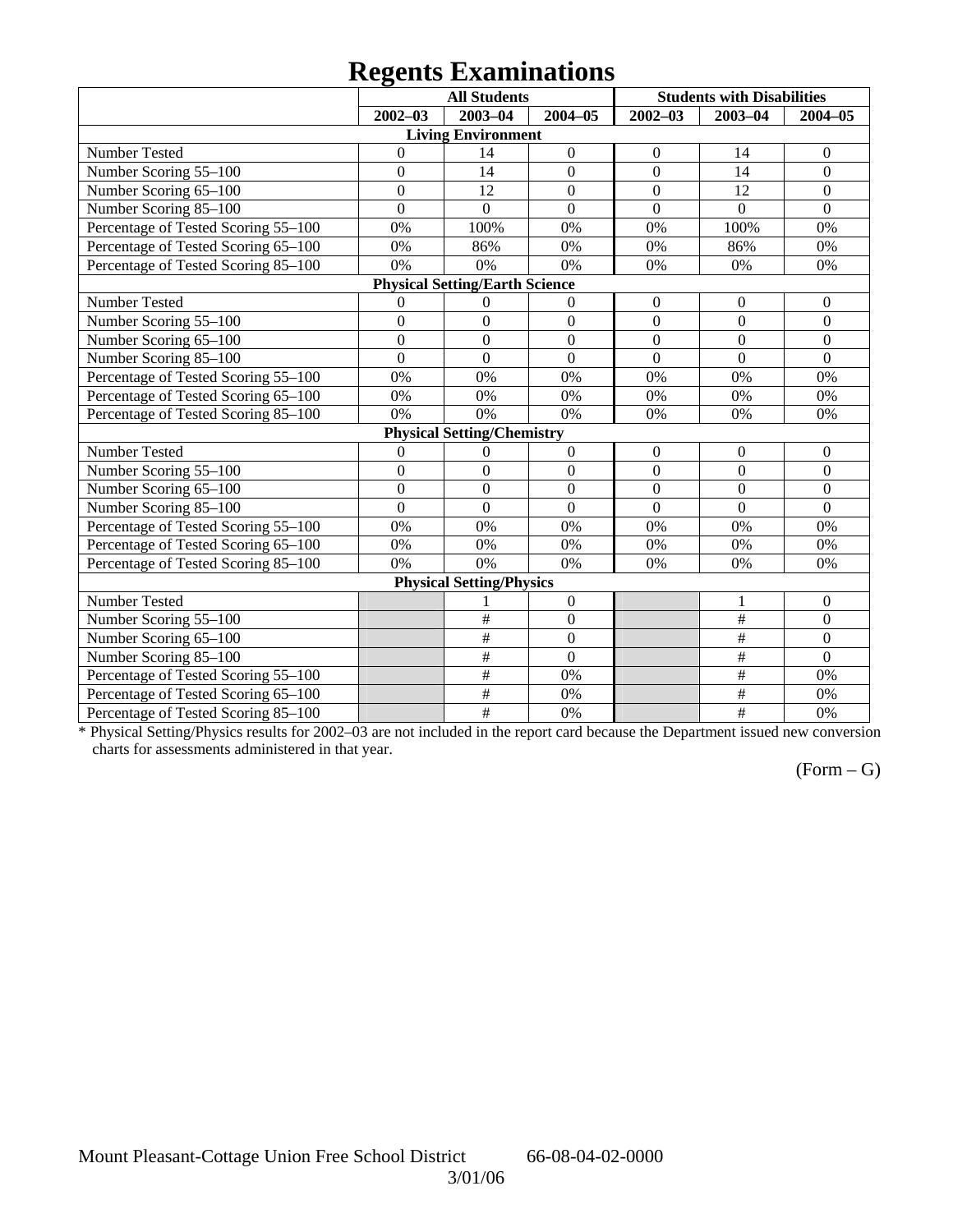# Regents Examinations

| | All Students | | | Students with Disabilities | | |
|---|---|---|---|---|---|---|
| | 2002–03 | 2003–04 | 2004–05 | 2002–03 | 2003–04 | 2004–05 |
| **Living Environment** | | | | | | |
| Number Tested | 0 | 14 | 0 | 0 | 14 | 0 |
| Number Scoring 55–100 | 0 | 14 | 0 | 0 | 14 | 0 |
| Number Scoring 65–100 | 0 | 12 | 0 | 0 | 12 | 0 |
| Number Scoring 85–100 | 0 | 0 | 0 | 0 | 0 | 0 |
| Percentage of Tested Scoring 55–100 | 0% | 100% | 0% | 0% | 100% | 0% |
| Percentage of Tested Scoring 65–100 | 0% | 86% | 0% | 0% | 86% | 0% |
| Percentage of Tested Scoring 85–100 | 0% | 0% | 0% | 0% | 0% | 0% |
| **Physical Setting/Earth Science** | | | | | | |
| Number Tested | 0 | 0 | 0 | 0 | 0 | 0 |
| Number Scoring 55–100 | 0 | 0 | 0 | 0 | 0 | 0 |
| Number Scoring 65–100 | 0 | 0 | 0 | 0 | 0 | 0 |
| Number Scoring 85–100 | 0 | 0 | 0 | 0 | 0 | 0 |
| Percentage of Tested Scoring 55–100 | 0% | 0% | 0% | 0% | 0% | 0% |
| Percentage of Tested Scoring 65–100 | 0% | 0% | 0% | 0% | 0% | 0% |
| Percentage of Tested Scoring 85–100 | 0% | 0% | 0% | 0% | 0% | 0% |
| **Physical Setting/Chemistry** | | | | | | |
| Number Tested | 0 | 0 | 0 | 0 | 0 | 0 |
| Number Scoring 55–100 | 0 | 0 | 0 | 0 | 0 | 0 |
| Number Scoring 65–100 | 0 | 0 | 0 | 0 | 0 | 0 |
| Number Scoring 85–100 | 0 | 0 | 0 | 0 | 0 | 0 |
| Percentage of Tested Scoring 55–100 | 0% | 0% | 0% | 0% | 0% | 0% |
| Percentage of Tested Scoring 65–100 | 0% | 0% | 0% | 0% | 0% | 0% |
| Percentage of Tested Scoring 85–100 | 0% | 0% | 0% | 0% | 0% | 0% |
| **Physical Setting/Physics** | | | | | | |
| Number Tested | | 1 | 0 | | 1 | 0 |
| Number Scoring 55–100 | | # | 0 | | # | 0 |
| Number Scoring 65–100 | | # | 0 | | # | 0 |
| Number Scoring 85–100 | | # | 0 | | # | 0 |
| Percentage of Tested Scoring 55–100 | | # | 0% | | # | 0% |
| Percentage of Tested Scoring 65–100 | | # | 0% | | # | 0% |
| Percentage of Tested Scoring 85–100 | | # | 0% | | # | 0% |

* Physical Setting/Physics results for 2002–03 are not included in the report card because the Department issued new conversion charts for assessments administered in that year.

(Form – G)

Mount Pleasant-Cottage Union Free School District 66-08-04-02-0000
3/01/06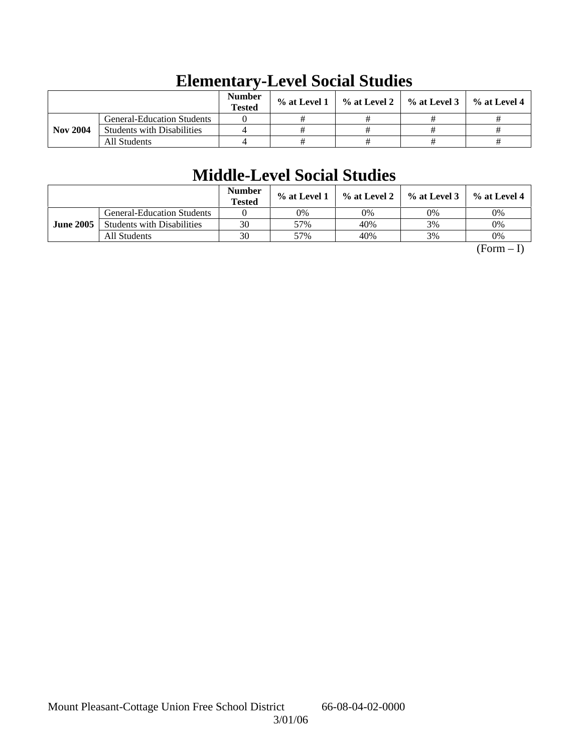## Elementary-Level Social Studies

| | | Number Tested | % at Level 1 | % at Level 2 | % at Level 3 | % at Level 4 |
|---|---|---|---|---|---|---|
| Nov 2004 | General-Education Students | 0 | # | # | # | # |
| | Students with Disabilities | 4 | # | # | # | # |
| | All Students | 4 | # | # | # | # |

## Middle-Level Social Studies

| | | Number Tested | % at Level 1 | % at Level 2 | % at Level 3 | % at Level 4 |
|---|---|---|---|---|---|---|
| June 2005 | General-Education Students | 0 | 0% | 0% | 0% | 0% |
| | Students with Disabilities | 30 | 57% | 40% | 3% | 0% |
| | All Students | 30 | 57% | 40% | 3% | 0% |

(Form – I)

Mount Pleasant-Cottage Union Free School District 66-08-04-02-0000

3/01/06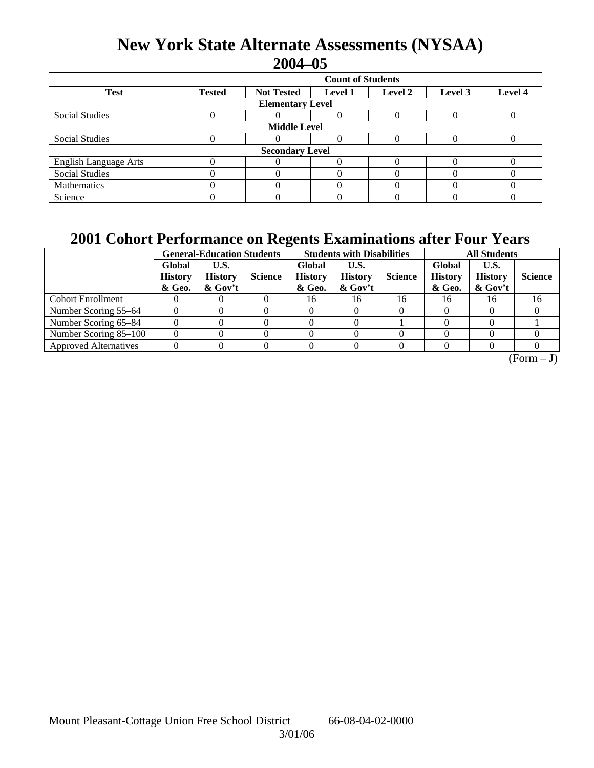# New York State Alternate Assessments (NYSAA) 2004–05

| | Count of Students | | | | | |
|---|---|---|---|---|---|---|
| **Test** | **Tested** | **Not Tested** | **Level 1** | **Level 2** | **Level 3** | **Level 4** |
| **Elementary Level** | | | | | | |
| Social Studies | 0 | 0 | 0 | 0 | 0 | 0 |
| **Middle Level** | | | | | | |
| Social Studies | 0 | 0 | 0 | 0 | 0 | 0 |
| **Secondary Level** | | | | | | |
| English Language Arts | 0 | 0 | 0 | 0 | 0 | 0 |
| Social Studies | 0 | 0 | 0 | 0 | 0 | 0 |
| Mathematics | 0 | 0 | 0 | 0 | 0 | 0 |
| Science | 0 | 0 | 0 | 0 | 0 | 0 |

# 2001 Cohort Performance on Regents Examinations after Four Years

| | General-Education Students | | | Students with Disabilities | | | All Students | | |
|---|---|---|---|---|---|---|---|---|---|
| | **Global History & Geo.** | **U.S. History & Gov't** | **Science** | **Global History & Geo.** | **U.S. History & Gov't** | **Science** | **Global History & Geo.** | **U.S. History & Gov't** | **Science** |
| Cohort Enrollment | 0 | 0 | 0 | 16 | 16 | 16 | 16 | 16 | 16 |
| Number Scoring 55–64 | 0 | 0 | 0 | 0 | 0 | 0 | 0 | 0 | 0 |
| Number Scoring 65–84 | 0 | 0 | 0 | 0 | 0 | 1 | 0 | 0 | 1 |
| Number Scoring 85–100 | 0 | 0 | 0 | 0 | 0 | 0 | 0 | 0 | 0 |
| Approved Alternatives | 0 | 0 | 0 | 0 | 0 | 0 | 0 | 0 | 0 |

(Form – J)